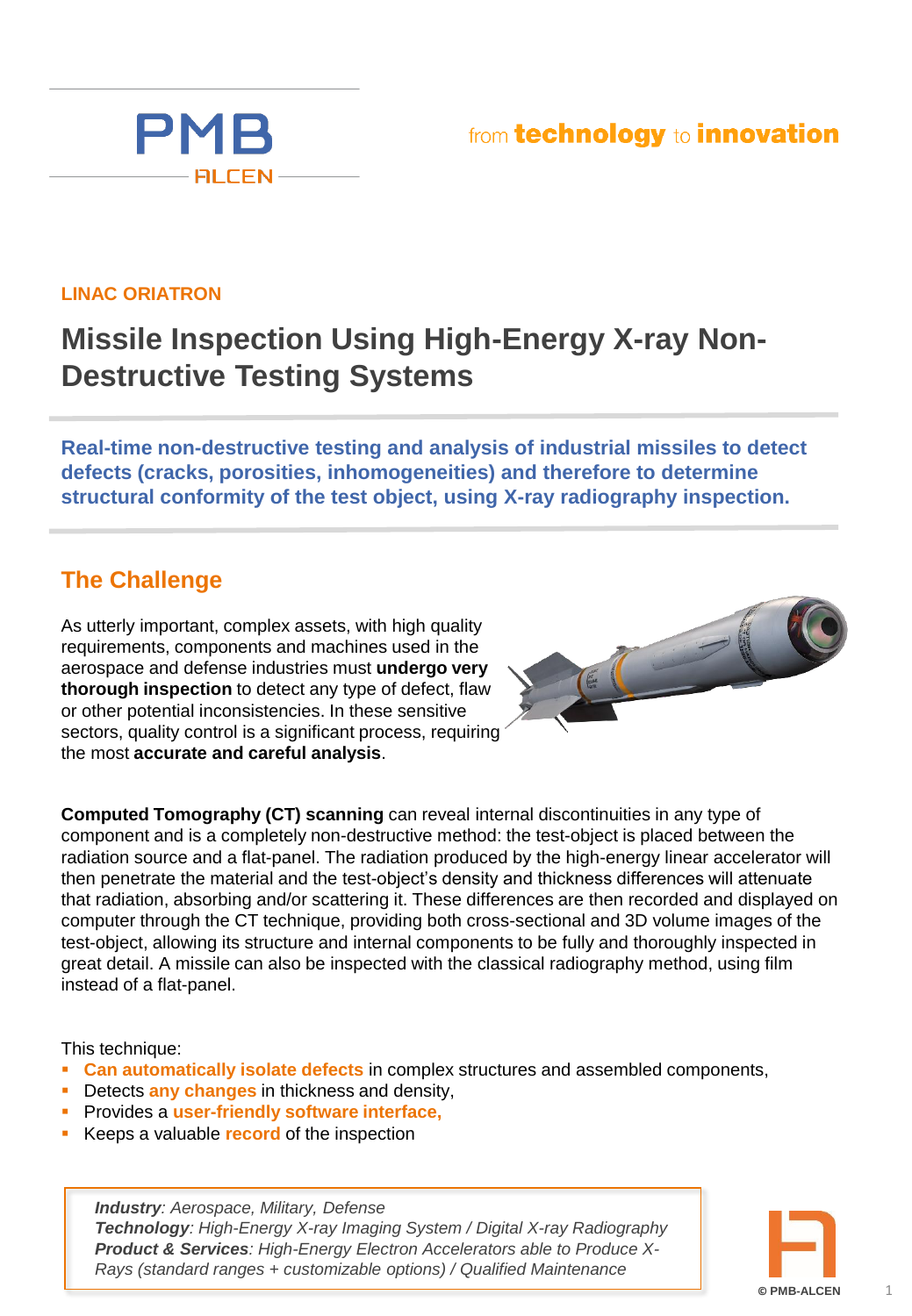PMB ALCEN

from **technology** to **innovation**

**LINAC ORIATRON**

# Missile Inspection Using High-Energy X-ray Non-Destructive Testing Systems

**Real-time non-destructive testing and analysis of industrial missiles to detect defects (cracks, porosities, inhomogeneities) and therefore to determine structural conformity of the test object, using X-ray radiography inspection.**

## The Challenge

As utterly important, complex assets, with high quality requirements, components and machines used in the aerospace and defense industries must **undergo very thorough inspection** to detect any type of defect, flaw or other potential inconsistencies. In these sensitive sectors, quality control is a significant process, requiring the most **accurate and careful analysis**.

**Computed Tomography (CT) scanning** can reveal internal discontinuities in any type of component and is a completely non-destructive method: the test-object is placed between the radiation source and a flat-panel. The radiation produced by the high-energy linear accelerator will then penetrate the material and the test-object's density and thickness differences will attenuate that radiation, absorbing and/or scattering it. These differences are then recorded and displayed on computer through the CT technique, providing both cross-sectional and 3D volume images of the test-object, allowing its structure and internal components to be fully and thoroughly inspected in great detail. A missile can also be inspected with the classical radiography method, using film instead of a flat-panel.

This technique:

- **Can automatically isolate defects** in complex structures and assembled components,
- Detects **any changes** in thickness and density,
- Provides a **user-friendly software interface,**
- Keeps a valuable **record** of the inspection

> ***Industry***: *Aerospace, Military, Defense*
> ***Technology***: *High-Energy X-ray Imaging System / Digital X-ray Radiography*
> ***Product & Services***: *High-Energy Electron Accelerators able to Produce X-Rays (standard ranges + customizable options) / Qualified Maintenance*

© PMB-ALCEN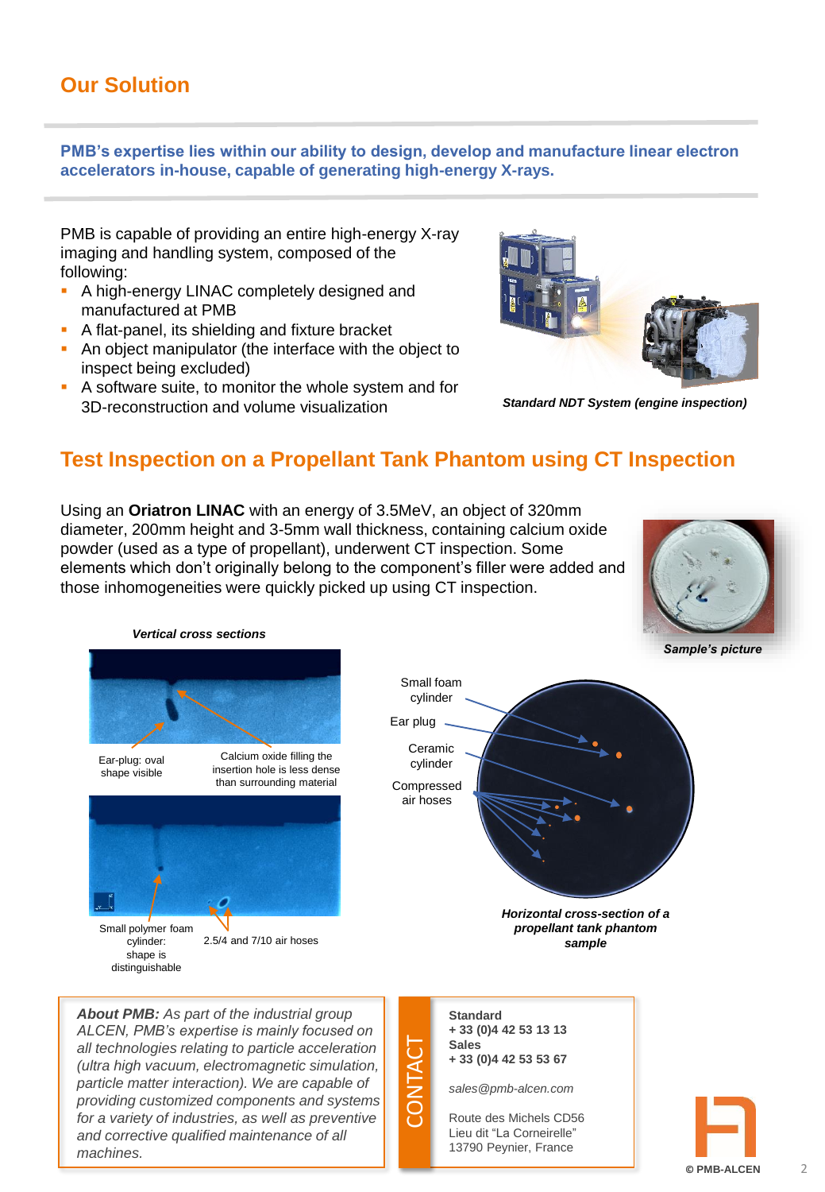## Our Solution

**PMB's expertise lies within our ability to design, develop and manufacture linear electron accelerators in-house, capable of generating high-energy X-rays.**

PMB is capable of providing an entire high-energy X-ray imaging and handling system, composed of the following:

- A high-energy LINAC completely designed and manufactured at PMB
- A flat-panel, its shielding and fixture bracket
- An object manipulator (the interface with the object to inspect being excluded)
- A software suite, to monitor the whole system and for 3D-reconstruction and volume visualization

***Standard NDT System (engine inspection)***

## Test Inspection on a Propellant Tank Phantom using CT Inspection

Using an **Oriatron LINAC** with an energy of 3.5MeV, an object of 320mm diameter, 200mm height and 3-5mm wall thickness, containing calcium oxide powder (used as a type of propellant), underwent CT inspection. Some elements which don't originally belong to the component's filler were added and those inhomogeneities were quickly picked up using CT inspection.

***Sample's picture***

***Vertical cross sections***

Ear-plug: oval shape visible

Calcium oxide filling the insertion hole is less dense than surrounding material

Small polymer foam cylinder: shape is distinguishable

2.5/4 and 7/10 air hoses

Small foam cylinder

Ear plug

Ceramic cylinder

Compressed air hoses

***Horizontal cross-section of a propellant tank phantom sample***

***About PMB:*** *As part of the industrial group ALCEN, PMB's expertise is mainly focused on all technologies relating to particle acceleration (ultra high vacuum, electromagnetic simulation, particle matter interaction). We are capable of providing customized components and systems for a variety of industries, as well as preventive and corrective qualified maintenance of all machines.*

CONTACT

**Standard**
**+ 33 (0)4 42 53 13 13**
**Sales**
**+ 33 (0)4 42 53 53 67**

*sales@pmb-alcen.com*

Route des Michels CD56
Lieu dit "La Corneirelle"
13790 Peynier, France

© PMB-ALCEN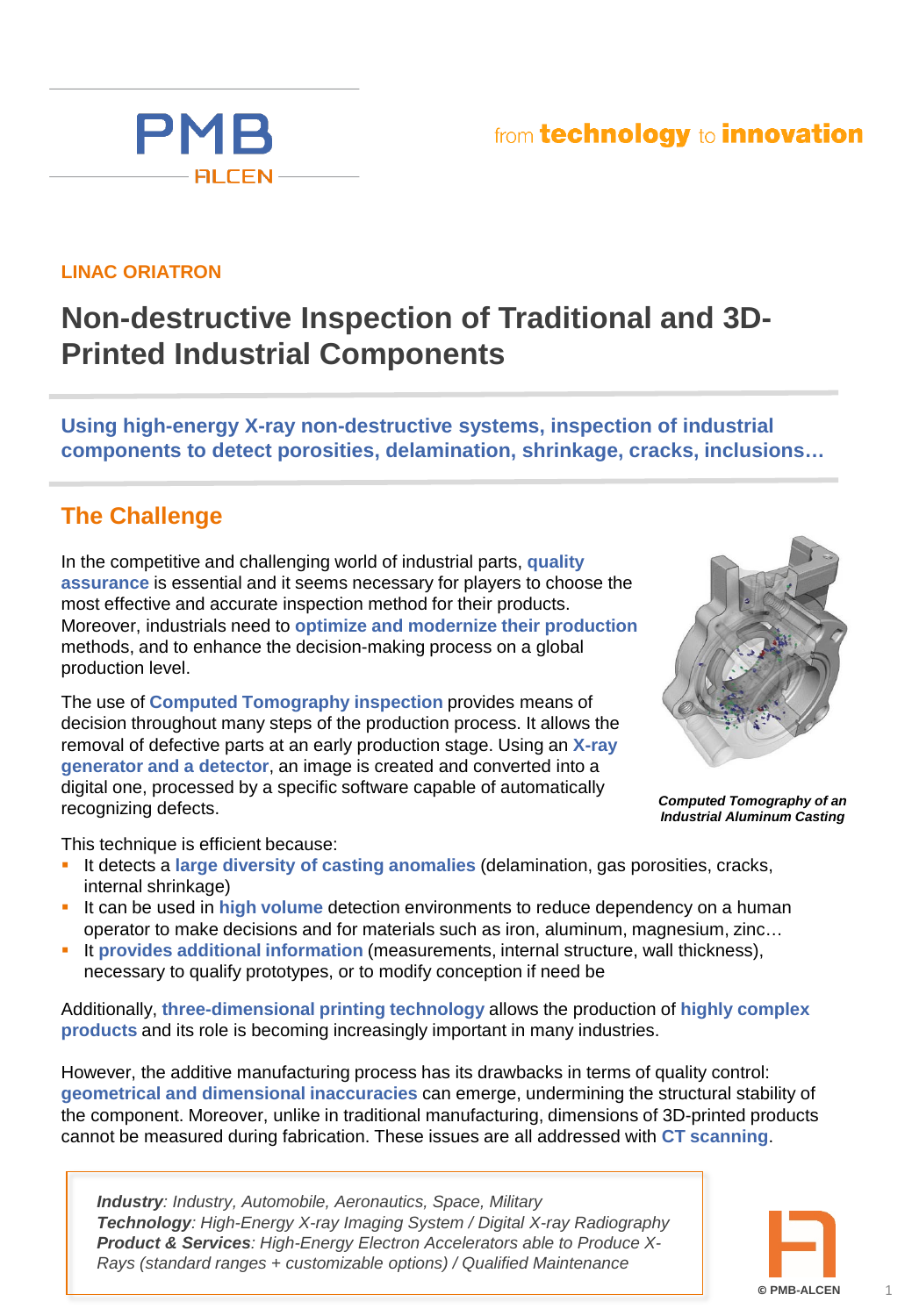PMB ALCEN

from **technology** to **innovation**

**LINAC ORIATRON**

# Non-destructive Inspection of Traditional and 3D-Printed Industrial Components

**Using high-energy X-ray non-destructive systems, inspection of industrial components to detect porosities, delamination, shrinkage, cracks, inclusions…**

## The Challenge

In the competitive and challenging world of industrial parts, **quality assurance** is essential and it seems necessary for players to choose the most effective and accurate inspection method for their products. Moreover, industrials need to **optimize and modernize their production** methods, and to enhance the decision-making process on a global production level.

The use of **Computed Tomography inspection** provides means of decision throughout many steps of the production process. It allows the removal of defective parts at an early production stage. Using an **X-ray generator and a detector**, an image is created and converted into a digital one, processed by a specific software capable of automatically recognizing defects.

***Computed Tomography of an Industrial Aluminum Casting***

This technique is efficient because:

- It detects a **large diversity of casting anomalies** (delamination, gas porosities, cracks, internal shrinkage)
- It can be used in **high volume** detection environments to reduce dependency on a human operator to make decisions and for materials such as iron, aluminum, magnesium, zinc…
- It **provides additional information** (measurements, internal structure, wall thickness), necessary to qualify prototypes, or to modify conception if need be

Additionally, **three-dimensional printing technology** allows the production of **highly complex products** and its role is becoming increasingly important in many industries.

However, the additive manufacturing process has its drawbacks in terms of quality control: **geometrical and dimensional inaccuracies** can emerge, undermining the structural stability of the component. Moreover, unlike in traditional manufacturing, dimensions of 3D-printed products cannot be measured during fabrication. These issues are all addressed with **CT scanning**.

> ***Industry****: Industry, Automobile, Aeronautics, Space, Military*
> ***Technology****: High-Energy X-ray Imaging System / Digital X-ray Radiography*
> ***Product & Services****: High-Energy Electron Accelerators able to Produce X-Rays (standard ranges + customizable options) / Qualified Maintenance*

© PMB-ALCEN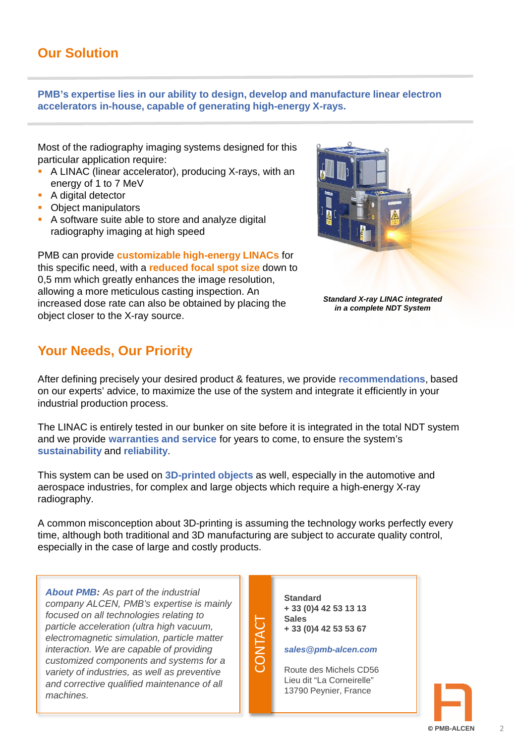## Our Solution

**PMB's expertise lies in our ability to design, develop and manufacture linear electron accelerators in-house, capable of generating high-energy X-rays.**

Most of the radiography imaging systems designed for this particular application require:

- A LINAC (linear accelerator), producing X-rays, with an energy of 1 to 7 MeV
- A digital detector
- Object manipulators
- A software suite able to store and analyze digital radiography imaging at high speed

PMB can provide **customizable high-energy LINACs** for this specific need, with a **reduced focal spot size** down to 0,5 mm which greatly enhances the image resolution, allowing a more meticulous casting inspection. An increased dose rate can also be obtained by placing the object closer to the X-ray source.

***Standard X-ray LINAC integrated in a complete NDT System***

## Your Needs, Our Priority

After defining precisely your desired product & features, we provide **recommendations**, based on our experts' advice, to maximize the use of the system and integrate it efficiently in your industrial production process.

The LINAC is entirely tested in our bunker on site before it is integrated in the total NDT system and we provide **warranties and service** for years to come, to ensure the system's **sustainability** and **reliability**.

This system can be used on **3D-printed objects** as well, especially in the automotive and aerospace industries, for complex and large objects which require a high-energy X-ray radiography.

A common misconception about 3D-printing is assuming the technology works perfectly every time, although both traditional and 3D manufacturing are subject to accurate quality control, especially in the case of large and costly products.

***About PMB:*** *As part of the industrial company ALCEN, PMB's expertise is mainly focused on all technologies relating to particle acceleration (ultra high vacuum, electromagnetic simulation, particle matter interaction. We are capable of providing customized components and systems for a variety of industries, as well as preventive and corrective qualified maintenance of all machines.*

**CONTACT**

**Standard**
**+ 33 (0)4 42 53 13 13**
**Sales**
**+ 33 (0)4 42 53 53 67**

***sales@pmb-alcen.com***

Route des Michels CD56
Lieu dit "La Corneireille"
13790 Peynier, France

© PMB-ALCEN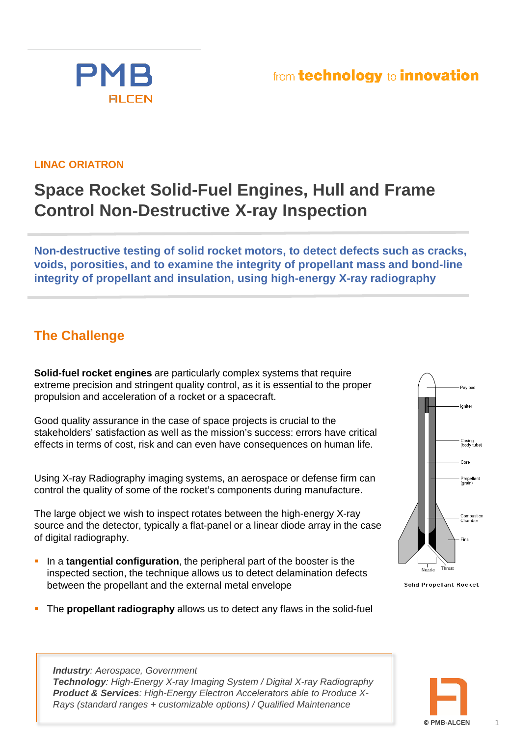PMB

ALCEN

from **technology** to **innovation**

**LINAC ORIATRON**

# Space Rocket Solid-Fuel Engines, Hull and Frame Control Non-Destructive X-ray Inspection

**Non-destructive testing of solid rocket motors, to detect defects such as cracks, voids, porosities, and to examine the integrity of propellant mass and bond-line integrity of propellant and insulation, using high-energy X-ray radiography**

## The Challenge

**Solid-fuel rocket engines** are particularly complex systems that require extreme precision and stringent quality control, as it is essential to the proper propulsion and acceleration of a rocket or a spacecraft.

Good quality assurance in the case of space projects is crucial to the stakeholders' satisfaction as well as the mission's success: errors have critical effects in terms of cost, risk and can even have consequences on human life.

Using X-ray Radiography imaging systems, an aerospace or defense firm can control the quality of some of the rocket's components during manufacture.

The large object we wish to inspect rotates between the high-energy X-ray source and the detector, typically a flat-panel or a linear diode array in the case of digital radiography.

- In a **tangential configuration**, the peripheral part of the booster is the inspected section, the technique allows us to detect delamination defects between the propellant and the external metal envelope
- The **propellant radiography** allows us to detect any flaws in the solid-fuel

Payload, Igniter, Casing (body tube), Core, Propellant (grain), Combustion Chamber, Fins, Nozzle, Throat

Solid Propellant Rocket

> ***Industry***: *Aerospace, Government*
> ***Technology***: *High-Energy X-ray Imaging System / Digital X-ray Radiography*
> ***Product & Services***: *High-Energy Electron Accelerators able to Produce X-Rays (standard ranges + customizable options) / Qualified Maintenance*

© PMB-ALCEN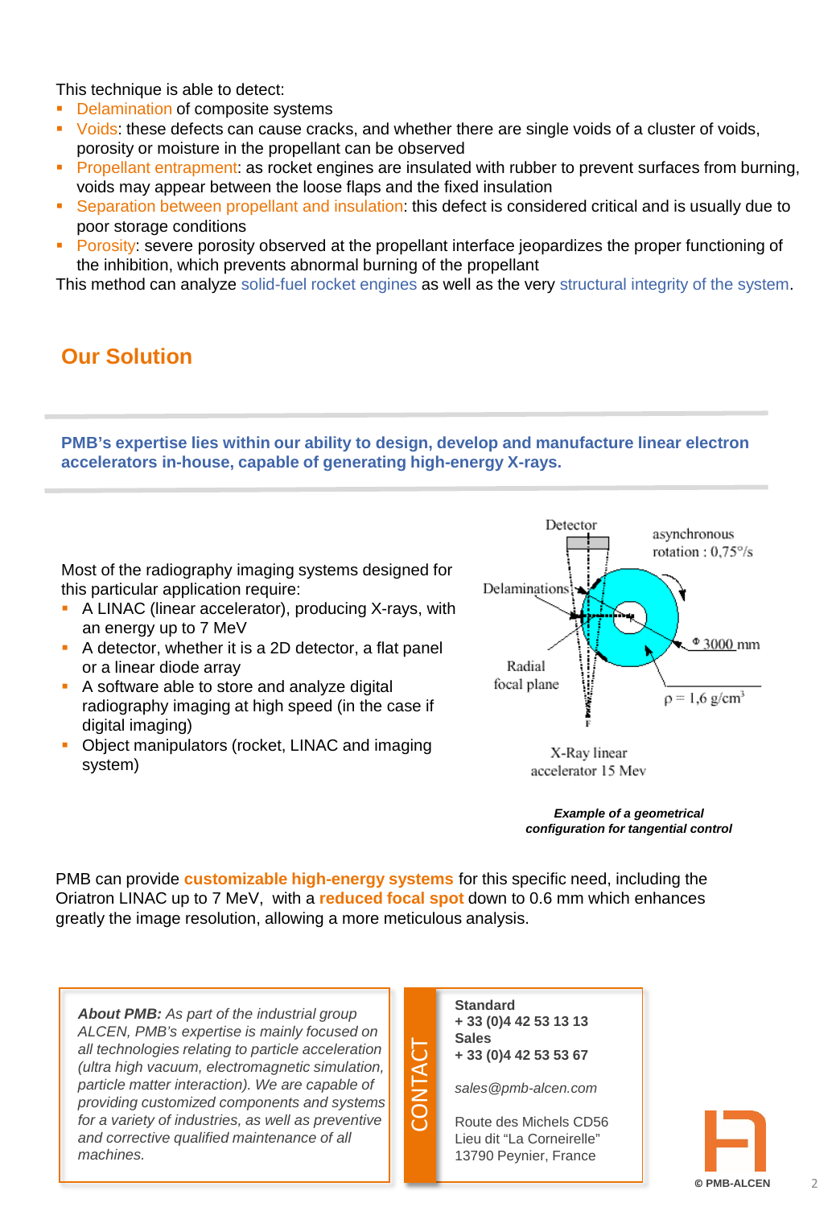This technique is able to detect:

- Delamination of composite systems
- Voids: these defects can cause cracks, and whether there are single voids of a cluster of voids, porosity or moisture in the propellant can be observed
- Propellant entrapment: as rocket engines are insulated with rubber to prevent surfaces from burning, voids may appear between the loose flaps and the fixed insulation
- Separation between propellant and insulation: this defect is considered critical and is usually due to poor storage conditions
- Porosity: severe porosity observed at the propellant interface jeopardizes the proper functioning of the inhibition, which prevents abnormal burning of the propellant

This method can analyze solid-fuel rocket engines as well as the very structural integrity of the system.

## Our Solution

**PMB's expertise lies within our ability to design, develop and manufacture linear electron accelerators in-house, capable of generating high-energy X-rays.**

Most of the radiography imaging systems designed for this particular application require:

- A LINAC (linear accelerator), producing X-rays, with an energy up to 7 MeV
- A detector, whether it is a 2D detector, a flat panel or a linear diode array
- A software able to store and analyze digital radiography imaging at high speed (in the case if digital imaging)
- Object manipulators (rocket, LINAC and imaging system)

Detector

asynchronous rotation : 0,75°/s

Delaminations

Φ 3000 mm

Radial focal plane

ρ = 1,6 g/cm³

F

X-Ray linear accelerator 15 Mev

***Example of a geometrical configuration for tangential control***

PMB can provide **customizable high-energy systems** for this specific need, including the Oriatron LINAC up to 7 MeV, with a **reduced focal spot** down to 0.6 mm which enhances greatly the image resolution, allowing a more meticulous analysis.

***About PMB:*** *As part of the industrial group ALCEN, PMB's expertise is mainly focused on all technologies relating to particle acceleration (ultra high vacuum, electromagnetic simulation, particle matter interaction). We are capable of providing customized components and systems for a variety of industries, as well as preventive and corrective qualified maintenance of all machines.*

CONTACT

**Standard**
**+ 33 (0)4 42 53 13 13**
**Sales**
**+ 33 (0)4 42 53 53 67**

*sales@pmb-alcen.com*

Route des Michels CD56
Lieu dit "La Corneirelle"
13790 Peynier, France

© PMB-ALCEN